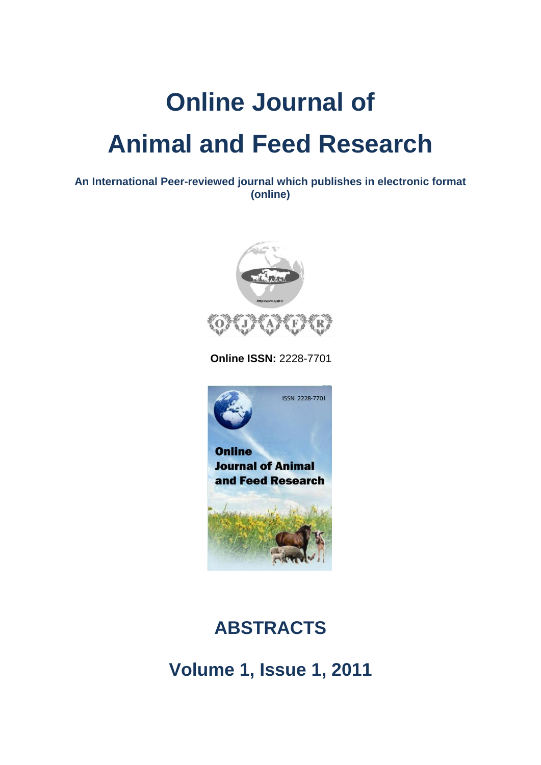# Online Journal of Animal and Feed Research

**An International Peer-reviewed journal which publishes in electronic format (online)**

**Online ISSN:** 2228-7701

## ABSTRACTS

## Volume 1, Issue 1, 2011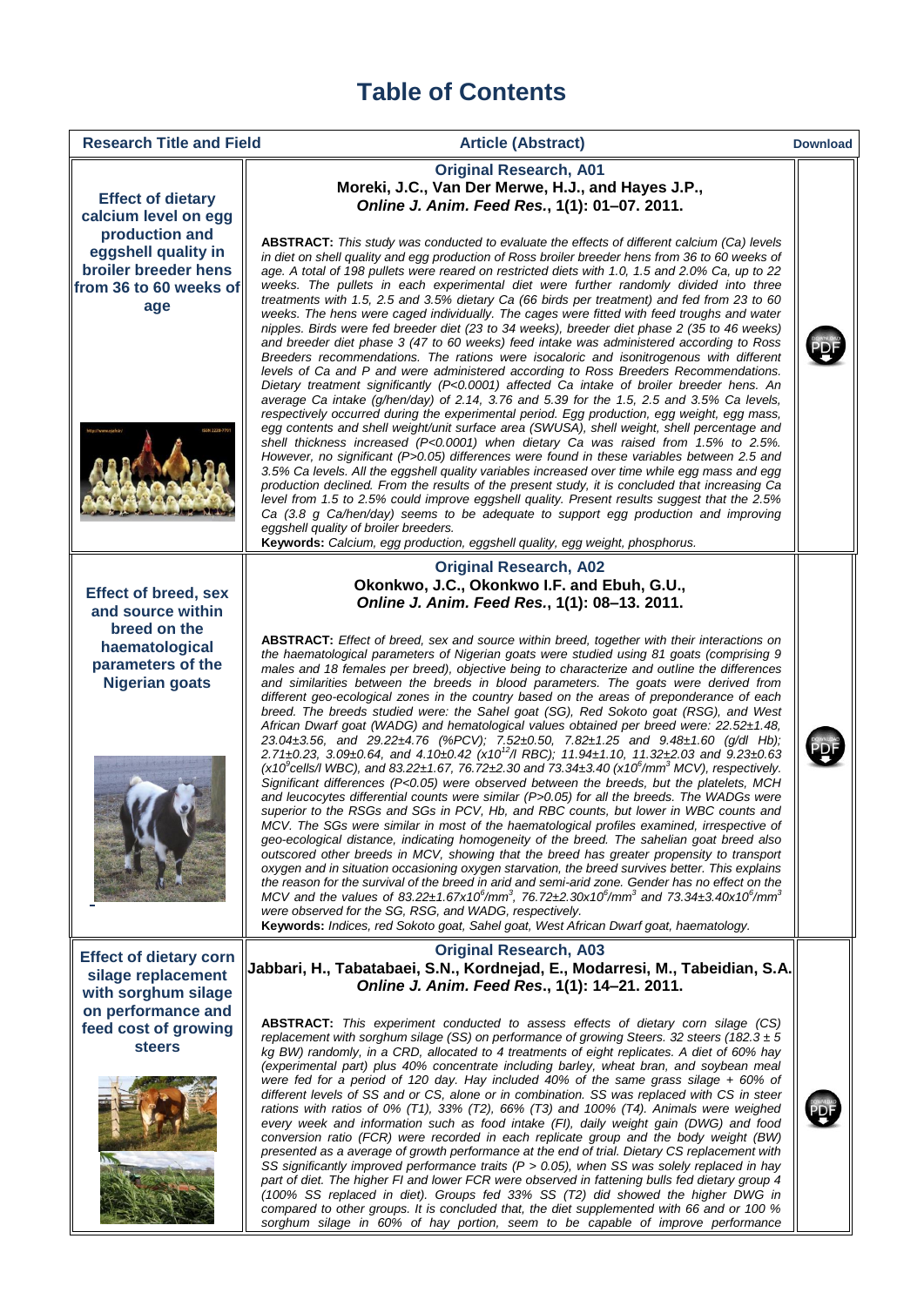# Table of Contents

| Research Title and Field | Article (Abstract) | Download |
|---|---|---|
| **Effect of dietary calcium level on egg production and eggshell quality in broiler breeder hens from 36 to 60 weeks of age** | **Original Research, A01**<br>**Moreki, J.C., Van Der Merwe, H.J., and Hayes J.P.,**<br>***Online J. Anim. Feed Res.*, 1(1): 01–07. 2011.**<br><br>**ABSTRACT:** *This study was conducted to evaluate the effects of different calcium (Ca) levels in diet on shell quality and egg production of Ross broiler breeder hens from 36 to 60 weeks of age. A total of 198 pullets were reared on restricted diets with 1.0, 1.5 and 2.0% Ca, up to 22 weeks. The pullets in each experimental diet were further randomly divided into three treatments with 1.5, 2.5 and 3.5% dietary Ca (66 birds per treatment) and fed from 23 to 60 weeks. The hens were caged individually. The cages were fitted with feed troughs and water nipples. Birds were fed breeder diet (23 to 34 weeks), breeder diet phase 2 (35 to 46 weeks) and breeder diet phase 3 (47 to 60 weeks) feed intake was administered according to Ross Breeders recommendations. The rations were isocaloric and isonitrogenous with different levels of Ca and P and were administered according to Ross Breeders Recommendations. Dietary treatment significantly (P<0.0001) affected Ca intake of broiler breeder hens. An average Ca intake (g/hen/day) of 2.14, 3.76 and 5.39 for the 1.5, 2.5 and 3.5% Ca levels, respectively occurred during the experimental period. Egg production, egg weight, egg mass, egg contents and shell weight/unit surface area (SWUSA), shell weight, shell percentage and shell thickness increased (P<0.0001) when dietary Ca was raised from 1.5% to 2.5%. However, no significant (P>0.05) differences were found in these variables between 2.5 and 3.5% Ca levels. All the eggshell quality variables increased over time while egg mass and egg production declined. From the results of the present study, it is concluded that increasing Ca level from 1.5 to 2.5% could improve eggshell quality. Present results suggest that the 2.5% Ca (3.8 g Ca/hen/day) seems to be adequate to support egg production and improving eggshell quality of broiler breeders.*<br>**Keywords:** *Calcium, egg production, eggshell quality, egg weight, phosphorus.* | PDF |
| **Effect of breed, sex and source within breed on the haematological parameters of the Nigerian goats** | **Original Research, A02**<br>**Okonkwo, J.C., Okonkwo I.F. and Ebuh, G.U.,**<br>***Online J. Anim. Feed Res.*, 1(1): 08–13. 2011.**<br><br>**ABSTRACT:** *Effect of breed, sex and source within breed, together with their interactions on the haematological parameters of Nigerian goats were studied using 81 goats (comprising 9 males and 18 females per breed), objective being to characterize and outline the differences and similarities between the breeds in blood parameters. The goats were derived from different geo-ecological zones in the country based on the areas of preponderance of each breed. The breeds studied were: the Sahel goat (SG), Red Sokoto goat (RSG), and West African Dwarf goat (WADG) and hematological values obtained per breed were: 22.52±1.48, 23.04±3.56, and 29.22±4.76 (%PCV); 7.52±0.50, 7.82±1.25 and 9.48±1.60 (g/dl Hb); 2.71±0.23, 3.09±0.64, and 4.10±0.42 ($x10^{12}$/l RBC); 11.94±1.10, 11.32±2.03 and 9.23±0.63 ($x10^{9}$cells/l WBC), and 83.22±1.67, 76.72±2.30 and 73.34±3.40 ($x10^{6}/mm^{3}$ MCV), respectively. Significant differences (P<0.05) were observed between the breeds, but the platelets, MCH and leucocytes differential counts were similar (P>0.05) for all the breeds. The WADGs were superior to the RSGs and SGs in PCV, Hb, and RBC counts, but lower in WBC counts and MCV. The SGs were similar in most of the haematological profiles examined, irrespective of geo-ecological distance, indicating homogeneity of the breed. The sahelian goat breed also outscored other breeds in MCV, showing that the breed has greater propensity to transport oxygen and in situation occasioning oxygen starvation, the breed survives better. This explains the reason for the survival of the breed in arid and semi-arid zone. Gender has no effect on the MCV and the values of 83.22±1.67x$10^{6}/mm^{3}$, 76.72±2.30x$10^{6}/mm^{3}$ and 73.34±3.40x$10^{6}/mm^{3}$ were observed for the SG, RSG, and WADG, respectively.*<br>**Keywords:** *Indices, red Sokoto goat, Sahel goat, West African Dwarf goat, haematology.* | PDF |
| **Effect of dietary corn silage replacement with sorghum silage on performance and feed cost of growing steers** | **Original Research, A03**<br>**Jabbari, H., Tabatabaei, S.N., Kordnejad, E., Modarresi, M., Tabeidian, S.A.**<br>***Online J. Anim. Feed Res*., 1(1): 14–21. 2011.**<br><br>**ABSTRACT:** *This experiment conducted to assess effects of dietary corn silage (CS) replacement with sorghum silage (SS) on performance of growing Steers. 32 steers (182.3 ± 5 kg BW) randomly, in a CRD, allocated to 4 treatments of eight replicates. A diet of 60% hay (experimental part) plus 40% concentrate including barley, wheat bran, and soybean meal were fed for a period of 120 day. Hay included 40% of the same grass silage + 60% of different levels of SS or CS, alone or in combination. SS was replaced with CS in steer rations with ratios of 0% (T1), 33% (T2), 66% (T3) and 100% (T4). Animals were weighed every week and information such as food intake (FI), daily weight gain (DWG) and food conversion ratio (FCR) were recorded in each replicate group and the body weight (BW) presented as a average of growth performance at the end of trial. Dietary CS replacement with SS significantly improved performance traits (P > 0.05), when SS was solely replaced in hay part of diet. The higher FI and lower FCR were observed in fattening bulls fed dietary group 4 (100% SS replaced in diet). Groups fed 33% SS (T2) did showed the higher DWG in compared to other groups. It is concluded that, the diet supplemented with 66 and or 100 % sorghum silage in 60% of hay portion, seem to be capable of improve performance* | PDF |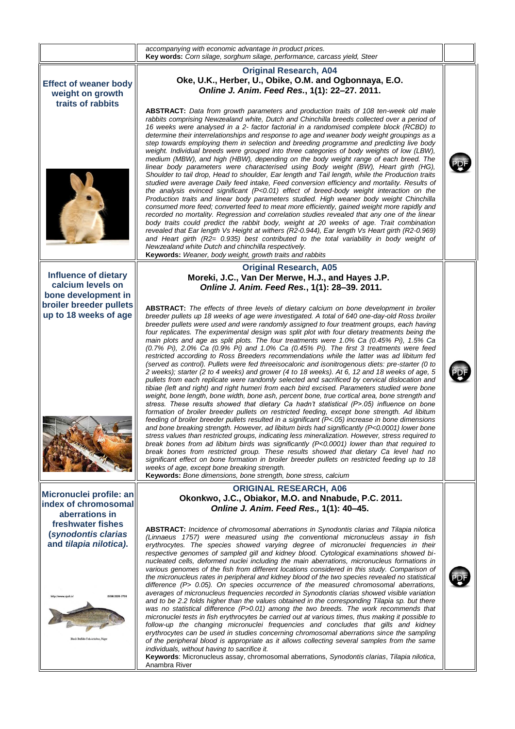accompanying with economic advantage in product prices.

**Key words:** *Corn silage, sorghum silage, performance, carcass yield, Steer*

## Effect of weaner body weight on growth traits of rabbits

**Original Research, A04**

**Oke, U.K., Herber, U., Obike, O.M. and Ogbonnaya, E.O.**

***Online J. Anim. Feed Res.*, 1(1): 22–27. 2011.**

**ABSTRACT:** *Data from growth parameters and production traits of 108 ten-week old male rabbits comprising Newzealand white, Dutch and Chinchilla breeds collected over a period of 16 weeks were analysed in a 2- factor factorial in a randomised complete block (RCBD) to determine their interrelationships and response to age and weaner body weight groupings as a step towards employing them in selection and breeding programme and predicting live body weight. Individual breeds were grouped into three categories of body weights of low (LBW), medium (MBW), and high (HBW), depending on the body weight range of each breed. The linear body parameters were characterised using Body weight (BW), Heart girth (HG), Shoulder to tail drop, Head to shoulder, Ear length and Tail length, while the Production traits studied were average Daily feed intake, Feed conversion efficiency and mortality. Results of the analysis evinced significant (P<0.01) effect of breed-body weight interaction on the Production traits and linear body parameters studied. High weaner body weight Chinchilla consumed more feed; converted feed to meat more efficiently, gained weight more rapidly and recorded no mortality. Regression and correlation studies revealed that any one of the linear body traits could predict the rabbit body, weight at 20 weeks of age. Trait combination revealed that Ear length Vs Height at withers (R2-0.944), Ear length Vs Heart girth (R2-0.969) and Heart girth (R2= 0.935) best contributed to the total variability in body weight of Newzealand white Dutch and chinchilla respectively.*

**Keywords:** *Weaner, body weight, growth traits and rabbits*

## Influence of dietary calcium levels on bone development in broiler breeder pullets up to 18 weeks of age

**Original Research, A05**

**Moreki, J.C., Van Der Merwe, H.J., and Hayes J.P.**

***Online J. Anim. Feed Res.*, 1(1): 28–39. 2011.**

**ABSTRACT:** *The effects of three levels of dietary calcium on bone development in broiler breeder pullets up 18 weeks of age were investigated. A total of 640 one-day-old Ross broiler breeder pullets were used and were randomly assigned to four treatment groups, each having four replicates. The experimental design was split plot with four dietary treatments being the main plots and age as split plots. The four treatments were 1.0% Ca (0.45% Pi), 1.5% Ca (0.7% Pi), 2.0% Ca (0.9% Pi) and 1.0% Ca (0.45% Pi). The first 3 treatments were feed restricted according to Ross Breeders recommendations while the latter was ad libitum fed (served as control). Pullets were fed threeisocaloric and isonitrogenous diets: pre-starter (0 to 2 weeks); starter (2 to 4 weeks) and grower (4 to 18 weeks). At 6, 12 and 18 weeks of age, 5 pullets from each replicate were randomly selected and sacrificed by cervical dislocation and tibiae (left and right) and right humeri from each bird excised. Parameters studied were bone weight, bone length, bone width, bone ash, percent bone, true cortical area, bone strength and stress. These results showed that dietary Ca hadn't statistical (P>.05) influence on bone formation of broiler breeder pullets on restricted feeding, except bone strength. Ad libitum feeding of broiler breeder pullets resulted in a significant (P<.05) increase in bone dimensions and bone breaking strength. However, ad libitum birds had significantly (P<0.0001) lower bone stress values than restricted groups, indicating less mineralization. However, stress required to break bones from ad libitum birds was significantly (P<0.0001) lower than that required to break bones from restricted group. These results showed that dietary Ca level had no significant effect on bone formation in broiler breeder pullets on restricted feeding up to 18 weeks of age, except bone breaking strength.*

**Keywords:** *Bone dimensions, bone strength, bone stress, calcium*

## Micronuclei profile: an index of chromosomal aberrations in freshwater fishes (*synodontis clarias* and *tilapia nilotica*).

**ORIGINAL RESEARCH, A06**

**Okonkwo, J.C., Obiakor, M.O. and Nnabude, P.C. 2011.**

***Online J. Anim. Feed Res.,* 1(1): 40–45.**

**ABSTRACT:** *Incidence of chromosomal aberrations in Synodontis clarias and Tilapia nilotica (Linnaeus 1757) were measured using the conventional micronucleus assay in fish erythrocytes. The species showed varying degree of micronuclei frequencies in their respective genomes of sampled gill and kidney blood. Cytological examinations showed bi-nucleated cells, deformed nuclei including the main aberrations, micronucleus formations in various genomes of the fish from different locations considered in this study. Comparison of the micronucleus rates in peripheral and kidney blood of the two species revealed no statistical difference (P> 0.05). On species occurrence of the measured chromosomal aberrations, averages of micronucleus frequencies recorded in Synodontis clarias showed visible variation and to be 2.2 folds higher than the values obtained in the corresponding Tilapia sp. but there was no statistical difference (P>0.01) among the two breeds. The work recommends that micronuclei tests in fish erythrocytes be carried out at various times, thus making it possible to follow-up the changing micronuclei frequencies and concludes that gills and kidney erythrocytes can be used in studies concerning chromosomal aberrations since the sampling of the peripheral blood is appropriate as it allows collecting several samples from the same individuals, without having to sacrifice it.*

**Keywords**: Micronucleus assay, chromosomal aberrations, *Synodontis clarias*, *Tilapia nilotica*, Anambra River